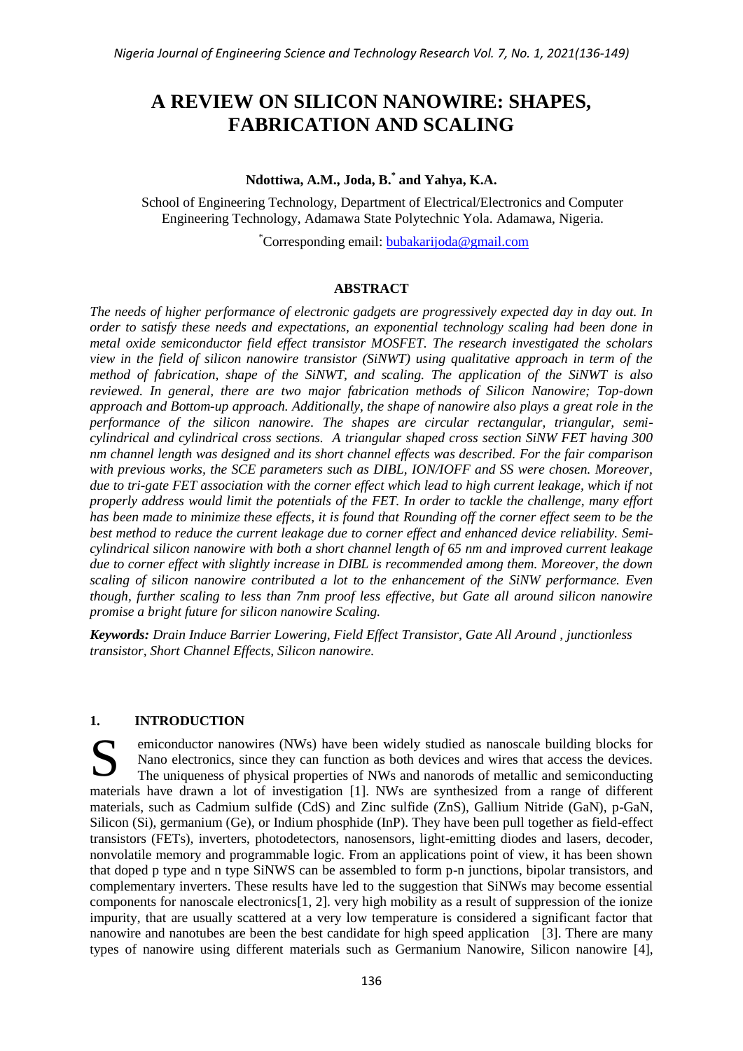# A REVIEW ON SILICON NANOWIRE: SHAPES, FABRICATION AND SCALING

**Ndottiwa, A.M., Joda, B.[*] and Yahya, K.A.**

School of Engineering Technology, Department of Electrical/Electronics and Computer Engineering Technology, Adamawa State Polytechnic Yola. Adamawa, Nigeria.

[*]Corresponding email: bubakarijoda@gmail.com

## ABSTRACT

*The needs of higher performance of electronic gadgets are progressively expected day in day out. In order to satisfy these needs and expectations, an exponential technology scaling had been done in metal oxide semiconductor field effect transistor MOSFET. The research investigated the scholars view in the field of silicon nanowire transistor (SiNWT) using qualitative approach in term of the method of fabrication, shape of the SiNWT, and scaling. The application of the SiNWT is also reviewed. In general, there are two major fabrication methods of Silicon Nanowire; Top-down approach and Bottom-up approach. Additionally, the shape of nanowire also plays a great role in the performance of the silicon nanowire. The shapes are circular rectangular, triangular, semi-cylindrical and cylindrical cross sections. A triangular shaped cross section SiNW FET having 300 nm channel length was designed and its short channel effects was described. For the fair comparison with previous works, the SCE parameters such as DIBL, ION/IOFF and SS were chosen. Moreover, due to tri-gate FET association with the corner effect which lead to high current leakage, which if not properly address would limit the potentials of the FET. In order to tackle the challenge, many effort has been made to minimize these effects, it is found that Rounding off the corner effect seem to be the best method to reduce the current leakage due to corner effect and enhanced device reliability. Semi-cylindrical silicon nanowire with both a short channel length of 65 nm and improved current leakage due to corner effect with slightly increase in DIBL is recommended among them. Moreover, the down scaling of silicon nanowire contributed a lot to the enhancement of the SiNW performance. Even though, further scaling to less than 7nm proof less effective, but Gate all around silicon nanowire promise a bright future for silicon nanowire Scaling.*

***Keywords:*** *Drain Induce Barrier Lowering, Field Effect Transistor, Gate All Around , junctionless transistor, Short Channel Effects, Silicon nanowire.*

## 1. INTRODUCTION

Semiconductor nanowires (NWs) have been widely studied as nanoscale building blocks for Nano electronics, since they can function as both devices and wires that access the devices. The uniqueness of physical properties of NWs and nanorods of metallic and semiconducting materials have drawn a lot of investigation [1]. NWs are synthesized from a range of different materials, such as Cadmium sulfide (CdS) and Zinc sulfide (ZnS), Gallium Nitride (GaN), p-GaN, Silicon (Si), germanium (Ge), or Indium phosphide (InP). They have been pull together as field-effect transistors (FETs), inverters, photodetectors, nanosensors, light-emitting diodes and lasers, decoder, nonvolatile memory and programmable logic. From an applications point of view, it has been shown that doped p type and n type SiNWS can be assembled to form p-n junctions, bipolar transistors, and complementary inverters. These results have led to the suggestion that SiNWs may become essential components for nanoscale electronics[1, 2]. very high mobility as a result of suppression of the ionize impurity, that are usually scattered at a very low temperature is considered a significant factor that nanowire and nanotubes are been the best candidate for high speed application [3]. There are many types of nanowire using different materials such as Germanium Nanowire, Silicon nanowire [4],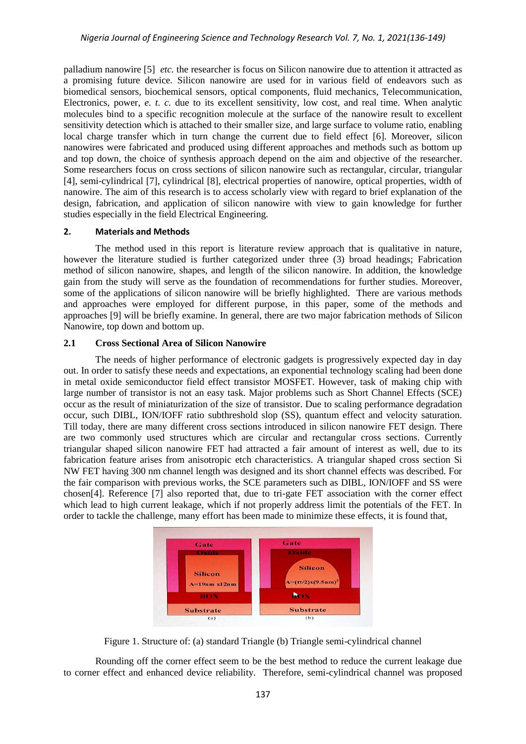palladium nanowire [5] *etc.* the researcher is focus on Silicon nanowire due to attention it attracted as a promising future device. Silicon nanowire are used for in various field of endeavors such as biomedical sensors, biochemical sensors, optical components, fluid mechanics, Telecommunication, Electronics, power, *e. t. c.* due to its excellent sensitivity, low cost, and real time. When analytic molecules bind to a specific recognition molecule at the surface of the nanowire result to excellent sensitivity detection which is attached to their smaller size, and large surface to volume ratio, enabling local charge transfer which in turn change the current due to field effect [6]. Moreover, silicon nanowires were fabricated and produced using different approaches and methods such as bottom up and top down, the choice of synthesis approach depend on the aim and objective of the researcher. Some researchers focus on cross sections of silicon nanowire such as rectangular, circular, triangular [4], semi-cylindrical [7], cylindrical [8], electrical properties of nanowire, optical properties, width of nanowire. The aim of this research is to access scholarly view with regard to brief explanation of the design, fabrication, and application of silicon nanowire with view to gain knowledge for further studies especially in the field Electrical Engineering.

## 2. Materials and Methods

The method used in this report is literature review approach that is qualitative in nature, however the literature studied is further categorized under three (3) broad headings; Fabrication method of silicon nanowire, shapes, and length of the silicon nanowire. In addition, the knowledge gain from the study will serve as the foundation of recommendations for further studies. Moreover, some of the applications of silicon nanowire will be briefly highlighted. There are various methods and approaches were employed for different purpose, in this paper, some of the methods and approaches [9] will be briefly examine. In general, there are two major fabrication methods of Silicon Nanowire, top down and bottom up.

### 2.1 Cross Sectional Area of Silicon Nanowire

The needs of higher performance of electronic gadgets is progressively expected day in day out. In order to satisfy these needs and expectations, an exponential technology scaling had been done in metal oxide semiconductor field effect transistor MOSFET. However, task of making chip with large number of transistor is not an easy task. Major problems such as Short Channel Effects (SCE) occur as the result of miniaturization of the size of transistor. Due to scaling performance degradation occur, such DIBL, ION/IOFF ratio subthreshold slop (SS), quantum effect and velocity saturation. Till today, there are many different cross sections introduced in silicon nanowire FET design. There are two commonly used structures which are circular and rectangular cross sections. Currently triangular shaped silicon nanowire FET had attracted a fair amount of interest as well, due to its fabrication feature arises from anisotropic etch characteristics. A triangular shaped cross section Si NW FET having 300 nm channel length was designed and its short channel effects was described. For the fair comparison with previous works, the SCE parameters such as DIBL, ION/IOFF and SS were chosen[4]. Reference [7] also reported that, due to tri-gate FET association with the corner effect which lead to high current leakage, which if not properly address limit the potentials of the FET. In order to tackle the challenge, many effort has been made to minimize these effects, it is found that,

Figure 1. Structure of: (a) standard Triangle (b) Triangle semi-cylindrical channel

Rounding off the corner effect seem to be the best method to reduce the current leakage due to corner effect and enhanced device reliability. Therefore, semi-cylindrical channel was proposed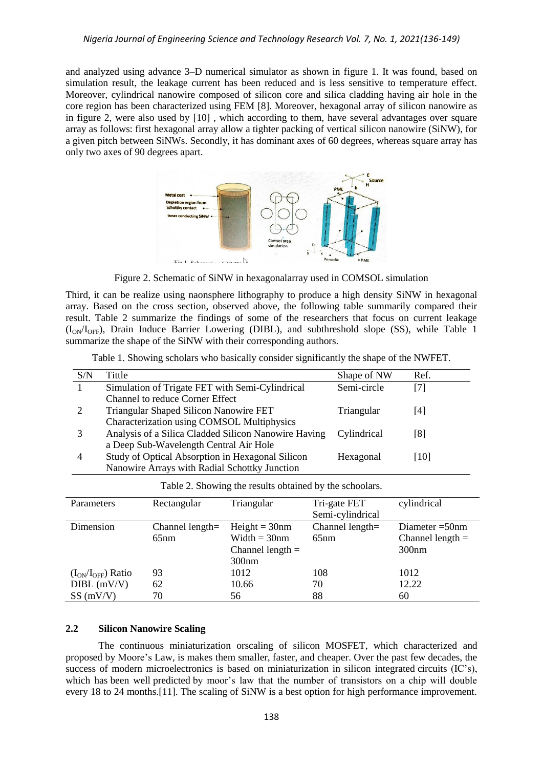and analyzed using advance 3–D numerical simulator as shown in figure 1. It was found, based on simulation result, the leakage current has been reduced and is less sensitive to temperature effect. Moreover, cylindrical nanowire composed of silicon core and silica cladding having air hole in the core region has been characterized using FEM [8]. Moreover, hexagonal array of silicon nanowire as in figure 2, were also used by [10] , which according to them, have several advantages over square array as follows: first hexagonal array allow a tighter packing of vertical silicon nanowire (SiNW), for a given pitch between SiNWs. Secondly, it has dominant axes of 60 degrees, whereas square array has only two axes of 90 degrees apart.

Figure 2. Schematic of SiNW in hexagonalarray used in COMSOL simulation

Third, it can be realize using naonsphere lithography to produce a high density SiNW in hexagonal array. Based on the cross section, observed above, the following table summarily compared their result. Table 2 summarize the findings of some of the researchers that focus on current leakage ($I_{ON}/I_{OFF}$), Drain Induce Barrier Lowering (DIBL), and subthreshold slope (SS), while Table 1 summarize the shape of the SiNW with their corresponding authors.

Table 1. Showing scholars who basically consider significantly the shape of the NWFET.

| S/N | Tittle | Shape of NW | Ref. |
|---|---|---|---|
| 1 | Simulation of Trigate FET with Semi-Cylindrical Channel to reduce Corner Effect | Semi-circle | [7] |
| 2 | Triangular Shaped Silicon Nanowire FET Characterization using COMSOL Multiphysics | Triangular | [4] |
| 3 | Analysis of a Silica Cladded Silicon Nanowire Having a Deep Sub-Wavelength Central Air Hole | Cylindrical | [8] |
| 4 | Study of Optical Absorption in Hexagonal Silicon Nanowire Arrays with Radial Schottky Junction | Hexagonal | [10] |

Table 2. Showing the results obtained by the schoolars.

| Parameters | Rectangular | Triangular | Tri-gate FET Semi-cylindrical | cylindrical |
|---|---|---|---|---|
| Dimension | Channel length= 65nm | Height = 30nm Width = 30nm Channel length = 300nm | Channel length= 65nm | Diameter =50nm Channel length = 300nm |
| ($I_{ON}/I_{OFF}$) Ratio | 93 | 1012 | 108 | 1012 |
| DIBL (mV/V) | 62 | 10.66 | 70 | 12.22 |
| SS (mV/V) | 70 | 56 | 88 | 60 |

## 2.2 Silicon Nanowire Scaling

The continuous miniaturization orscaling of silicon MOSFET, which characterized and proposed by Moore's Law, is makes them smaller, faster, and cheaper. Over the past few decades, the success of modern microelectronics is based on miniaturization in silicon integrated circuits (IC's), which has been well predicted by moor's law that the number of transistors on a chip will double every 18 to 24 months.[11]. The scaling of SiNW is a best option for high performance improvement.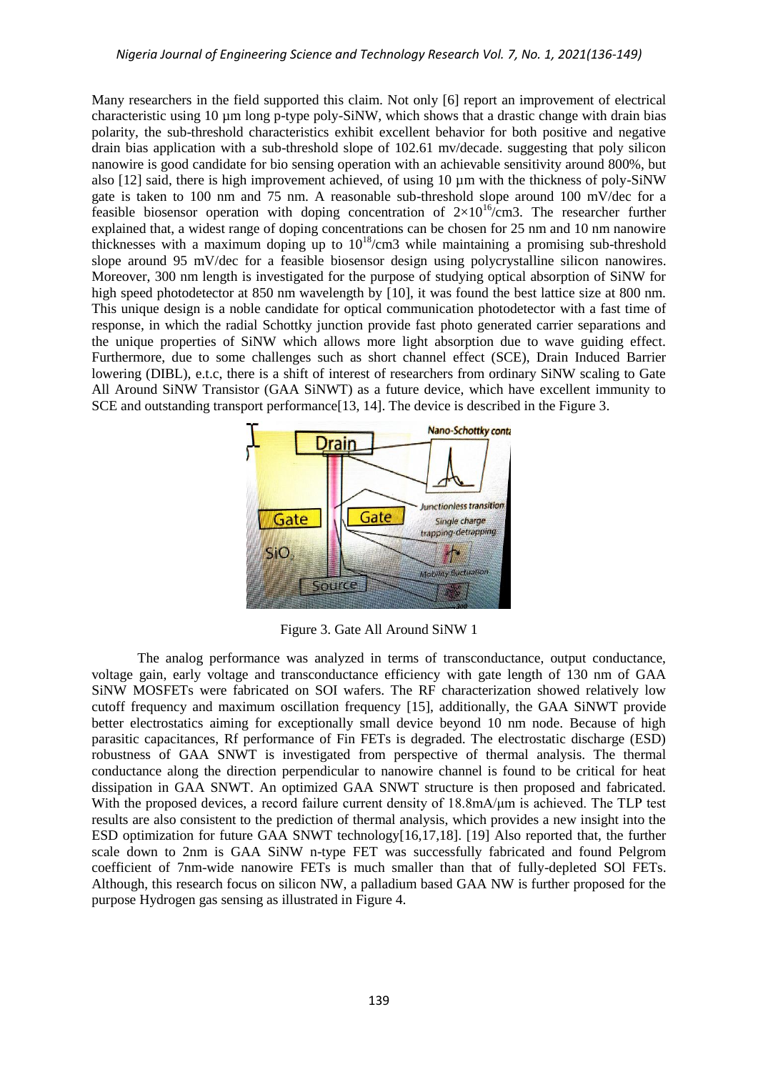Many researchers in the field supported this claim. Not only [6] report an improvement of electrical characteristic using 10 µm long p-type poly-SiNW, which shows that a drastic change with drain bias polarity, the sub-threshold characteristics exhibit excellent behavior for both positive and negative drain bias application with a sub-threshold slope of 102.61 mv/decade. suggesting that poly silicon nanowire is good candidate for bio sensing operation with an achievable sensitivity around 800%, but also [12] said, there is high improvement achieved, of using 10 µm with the thickness of poly-SiNW gate is taken to 100 nm and 75 nm. A reasonable sub-threshold slope around 100 mV/dec for a feasible biosensor operation with doping concentration of $2\times10^{16}$/cm3. The researcher further explained that, a widest range of doping concentrations can be chosen for 25 nm and 10 nm nanowire thicknesses with a maximum doping up to $10^{18}$/cm3 while maintaining a promising sub-threshold slope around 95 mV/dec for a feasible biosensor design using polycrystalline silicon nanowires. Moreover, 300 nm length is investigated for the purpose of studying optical absorption of SiNW for high speed photodetector at 850 nm wavelength by [10], it was found the best lattice size at 800 nm. This unique design is a noble candidate for optical communication photodetector with a fast time of response, in which the radial Schottky junction provide fast photo generated carrier separations and the unique properties of SiNW which allows more light absorption due to wave guiding effect. Furthermore, due to some challenges such as short channel effect (SCE), Drain Induced Barrier lowering (DIBL), e.t.c, there is a shift of interest of researchers from ordinary SiNW scaling to Gate All Around SiNW Transistor (GAA SiNWT) as a future device, which have excellent immunity to SCE and outstanding transport performance[13, 14]. The device is described in the Figure 3.

Figure 3. Gate All Around SiNW 1

The analog performance was analyzed in terms of transconductance, output conductance, voltage gain, early voltage and transconductance efficiency with gate length of 130 nm of GAA SiNW MOSFETs were fabricated on SOI wafers. The RF characterization showed relatively low cutoff frequency and maximum oscillation frequency [15], additionally, the GAA SiNWT provide better electrostatics aiming for exceptionally small device beyond 10 nm node. Because of high parasitic capacitances, Rf performance of Fin FETs is degraded. The electrostatic discharge (ESD) robustness of GAA SNWT is investigated from perspective of thermal analysis. The thermal conductance along the direction perpendicular to nanowire channel is found to be critical for heat dissipation in GAA SNWT. An optimized GAA SNWT structure is then proposed and fabricated. With the proposed devices, a record failure current density of 18.8mA/µm is achieved. The TLP test results are also consistent to the prediction of thermal analysis, which provides a new insight into the ESD optimization for future GAA SNWT technology[16,17,18]. [19] Also reported that, the further scale down to 2nm is GAA SiNW n-type FET was successfully fabricated and found Pelgrom coefficient of 7nm-wide nanowire FETs is much smaller than that of fully-depleted SOl FETs. Although, this research focus on silicon NW, a palladium based GAA NW is further proposed for the purpose Hydrogen gas sensing as illustrated in Figure 4.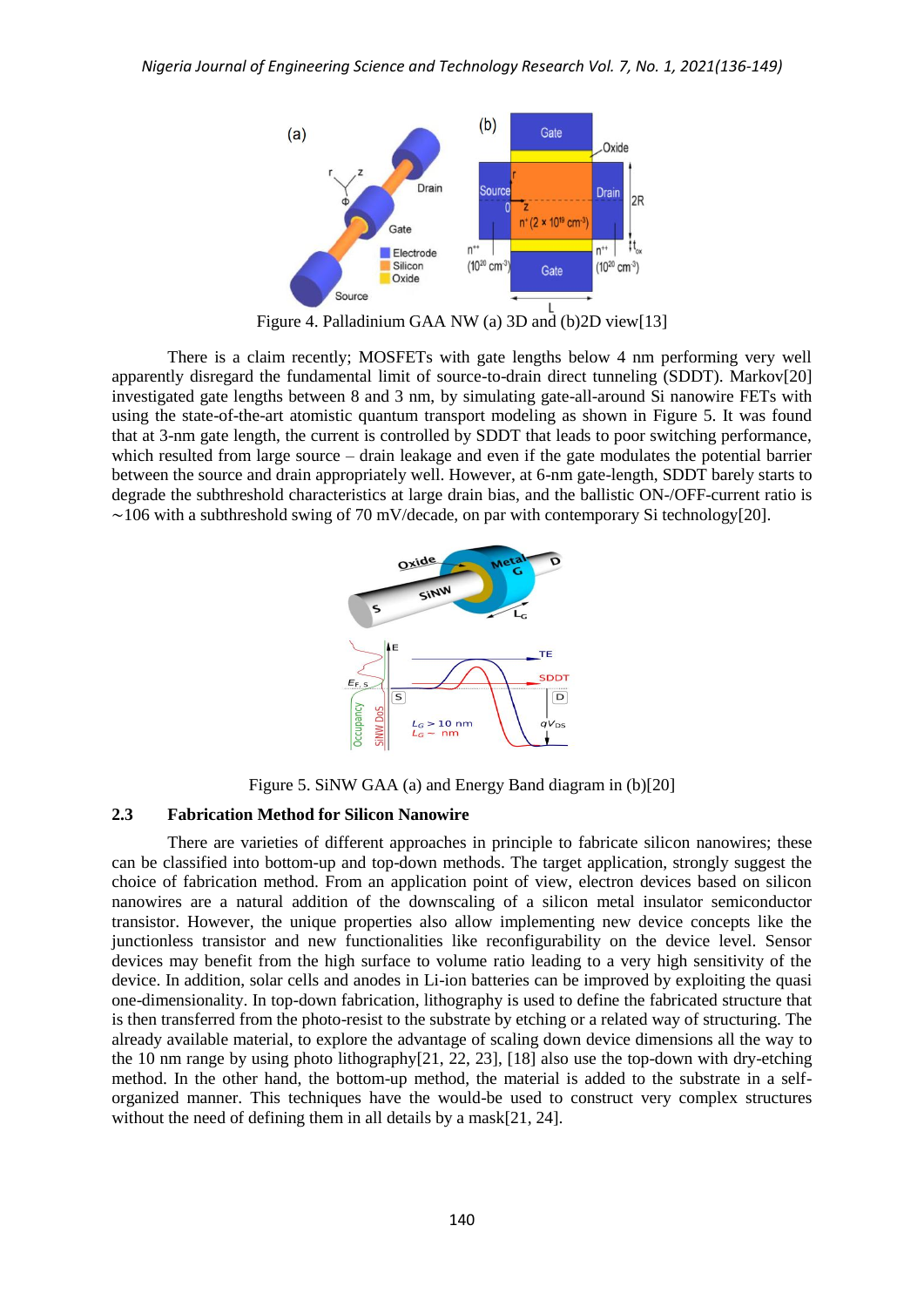Figure 4. Palladinium GAA NW (a) 3D and (b)2D view[13]

There is a claim recently; MOSFETs with gate lengths below 4 nm performing very well apparently disregard the fundamental limit of source-to-drain direct tunneling (SDDT). Markov[20] investigated gate lengths between 8 and 3 nm, by simulating gate-all-around Si nanowire FETs with using the state-of-the-art atomistic quantum transport modeling as shown in Figure 5. It was found that at 3-nm gate length, the current is controlled by SDDT that leads to poor switching performance, which resulted from large source – drain leakage and even if the gate modulates the potential barrier between the source and drain appropriately well. However, at 6-nm gate-length, SDDT barely starts to degrade the subthreshold characteristics at large drain bias, and the ballistic ON-/OFF-current ratio is ∼106 with a subthreshold swing of 70 mV/decade, on par with contemporary Si technology[20].

Figure 5. SiNW GAA (a) and Energy Band diagram in (b)[20]

### 2.3 Fabrication Method for Silicon Nanowire

There are varieties of different approaches in principle to fabricate silicon nanowires; these can be classified into bottom-up and top-down methods. The target application, strongly suggest the choice of fabrication method. From an application point of view, electron devices based on silicon nanowires are a natural addition of the downscaling of a silicon metal insulator semiconductor transistor. However, the unique properties also allow implementing new device concepts like the junctionless transistor and new functionalities like reconfigurability on the device level. Sensor devices may benefit from the high surface to volume ratio leading to a very high sensitivity of the device. In addition, solar cells and anodes in Li-ion batteries can be improved by exploiting the quasi one-dimensionality. In top-down fabrication, lithography is used to define the fabricated structure that is then transferred from the photo-resist to the substrate by etching or a related way of structuring. The already available material, to explore the advantage of scaling down device dimensions all the way to the 10 nm range by using photo lithography[21, 22, 23], [18] also use the top-down with dry-etching method. In the bottom-up method, the material is added to the substrate in a self-organized manner. This techniques have the would-be used to construct very complex structures without the need of defining them in all details by a mask[21, 24].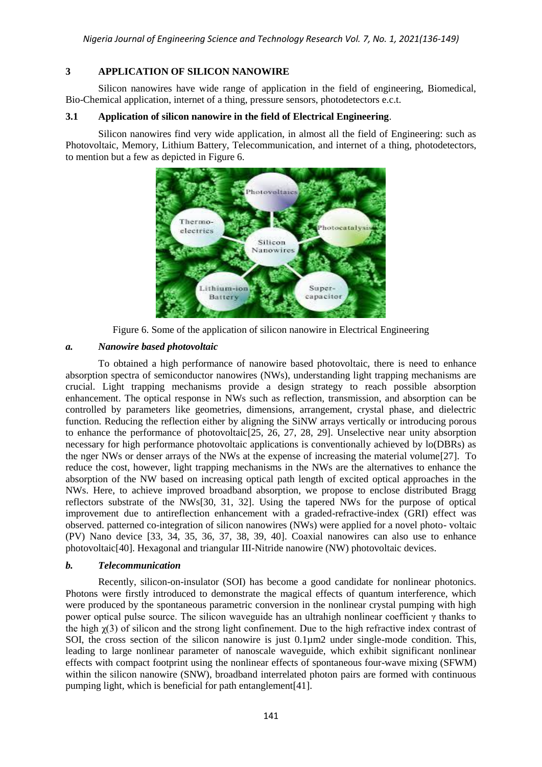## 3 APPLICATION OF SILICON NANOWIRE

Silicon nanowires have wide range of application in the field of engineering, Biomedical, Bio-Chemical application, internet of a thing, pressure sensors, photodetectors e.c.t.

### 3.1 Application of silicon nanowire in the field of Electrical Engineering.

Silicon nanowires find very wide application, in almost all the field of Engineering: such as Photovoltaic, Memory, Lithium Battery, Telecommunication, and internet of a thing, photodetectors, to mention but a few as depicted in Figure 6.

Figure 6. Some of the application of silicon nanowire in Electrical Engineering

#### *a. Nanowire based photovoltaic*

To obtained a high performance of nanowire based photovoltaic, there is need to enhance absorption spectra of semiconductor nanowires (NWs), understanding light trapping mechanisms are crucial. Light trapping mechanisms provide a design strategy to reach possible absorption enhancement. The optical response in NWs such as reflection, transmission, and absorption can be controlled by parameters like geometries, dimensions, arrangement, crystal phase, and dielectric function. Reducing the reflection either by aligning the SiNW arrays vertically or introducing porous to enhance the performance of photovoltaic[25, 26, 27, 28, 29]. Unselective near unity absorption necessary for high performance photovoltaic applications is conventionally achieved by lo(DBRs) as the nger NWs or denser arrays of the NWs at the expense of increasing the material volume[27]. To reduce the cost, however, light trapping mechanisms in the NWs are the alternatives to enhance the absorption of the NW based on increasing optical path length of excited optical approaches in the NWs. Here, to achieve improved broadband absorption, we propose to enclose distributed Bragg reflectors substrate of the NWs[30, 31, 32]. Using the tapered NWs for the purpose of optical improvement due to antireflection enhancement with a graded-refractive-index (GRI) effect was observed. patterned co-integration of silicon nanowires (NWs) were applied for a novel photo- voltaic (PV) Nano device [33, 34, 35, 36, 37, 38, 39, 40]. Coaxial nanowires can also use to enhance photovoltaic[40]. Hexagonal and triangular III-Nitride nanowire (NW) photovoltaic devices.

#### *b. Telecommunication*

Recently, silicon-on-insulator (SOI) has become a good candidate for nonlinear photonics. Photons were firstly introduced to demonstrate the magical effects of quantum interference, which were produced by the spontaneous parametric conversion in the nonlinear crystal pumping with high power optical pulse source. The silicon waveguide has an ultrahigh nonlinear coefficient $\gamma$ thanks to the high $\chi(3)$ of silicon and the strong light confinement. Due to the high refractive index contrast of SOI, the cross section of the silicon nanowire is just $0.1\mu m2$ under single-mode condition. This, leading to large nonlinear parameter of nanoscale waveguide, which exhibit significant nonlinear effects with compact footprint using the nonlinear effects of spontaneous four-wave mixing (SFWM) within the silicon nanowire (SNW), broadband interrelated photon pairs are formed with continuous pumping light, which is beneficial for path entanglement[41].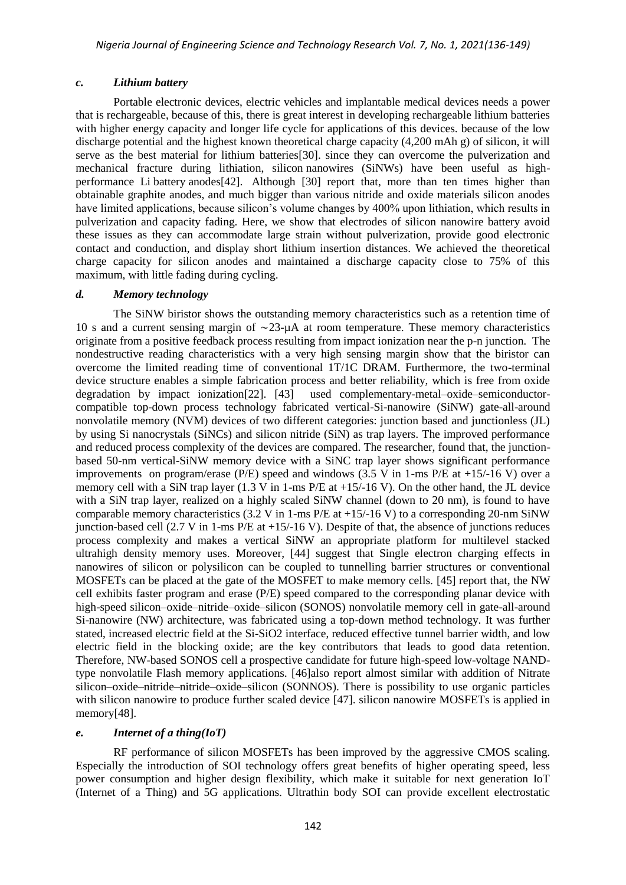### *c. Lithium battery*

Portable electronic devices, electric vehicles and implantable medical devices needs a power that is rechargeable, because of this, there is great interest in developing rechargeable lithium batteries with higher energy capacity and longer life cycle for applications of this devices. because of the low discharge potential and the highest known theoretical charge capacity (4,200 mAh g) of silicon, it will serve as the best material for lithium batteries[30]. since they can overcome the pulverization and mechanical fracture during lithiation, silicon nanowires (SiNWs) have been useful as high-performance Li battery anodes[42]. Although [30] report that, more than ten times higher than obtainable graphite anodes, and much bigger than various nitride and oxide materials silicon anodes have limited applications, because silicon's volume changes by 400% upon lithiation, which results in pulverization and capacity fading. Here, we show that electrodes of silicon nanowire battery avoid these issues as they can accommodate large strain without pulverization, provide good electronic contact and conduction, and display short lithium insertion distances. We achieved the theoretical charge capacity for silicon anodes and maintained a discharge capacity close to 75% of this maximum, with little fading during cycling.

### *d. Memory technology*

The SiNW biristor shows the outstanding memory characteristics such as a retention time of 10 s and a current sensing margin of ~23-μA at room temperature. These memory characteristics originate from a positive feedback process resulting from impact ionization near the p-n junction. The nondestructive reading characteristics with a very high sensing margin show that the biristor can overcome the limited reading time of conventional 1T/1C DRAM. Furthermore, the two-terminal device structure enables a simple fabrication process and better reliability, which is free from oxide degradation by impact ionization[22]. [43] used complementary-metal–oxide–semiconductor-compatible top-down process technology fabricated vertical-Si-nanowire (SiNW) gate-all-around nonvolatile memory (NVM) devices of two different categories: junction based and junctionless (JL) by using Si nanocrystals (SiNCs) and silicon nitride (SiN) as trap layers. The improved performance and reduced process complexity of the devices are compared. The researcher, found that, the junction-based 50-nm vertical-SiNW memory device with a SiNC trap layer shows significant performance improvements on program/erase (P/E) speed and windows (3.5 V in 1-ms P/E at +15/-16 V) over a memory cell with a SiN trap layer (1.3 V in 1-ms P/E at +15/-16 V). On the other hand, the JL device with a SiN trap layer, realized on a highly scaled SiNW channel (down to 20 nm), is found to have comparable memory characteristics (3.2 V in 1-ms P/E at +15/-16 V) to a corresponding 20-nm SiNW junction-based cell (2.7 V in 1-ms P/E at +15/-16 V). Despite of that, the absence of junctions reduces process complexity and makes a vertical SiNW an appropriate platform for multilevel stacked ultrahigh density memory uses. Moreover, [44] suggest that Single electron charging effects in nanowires of silicon or polysilicon can be coupled to tunnelling barrier structures or conventional MOSFETs can be placed at the gate of the MOSFET to make memory cells. [45] report that, the NW cell exhibits faster program and erase (P/E) speed compared to the corresponding planar device with high-speed silicon–oxide–nitride–oxide–silicon (SONOS) nonvolatile memory cell in gate-all-around Si-nanowire (NW) architecture, was fabricated using a top-down method technology. It was further stated, increased electric field at the Si-$SiO_2$ interface, reduced effective tunnel barrier width, and low electric field in the blocking oxide; are the key contributors that leads to good data retention. Therefore, NW-based SONOS cell a prospective candidate for future high-speed low-voltage NAND-type nonvolatile Flash memory applications. [46]also report almost similar with addition of Nitrate silicon–oxide–nitride–nitride–oxide–silicon (SONNOS). There is possibility to use organic particles with silicon nanowire to produce further scaled device [47]. silicon nanowire MOSFETs is applied in memory[48].

### *e. Internet of a thing(IoT)*

RF performance of silicon MOSFETs has been improved by the aggressive CMOS scaling. Especially the introduction of SOI technology offers great benefits of higher operating speed, less power consumption and higher design flexibility, which make it suitable for next generation IoT (Internet of a Thing) and 5G applications. Ultrathin body SOI can provide excellent electrostatic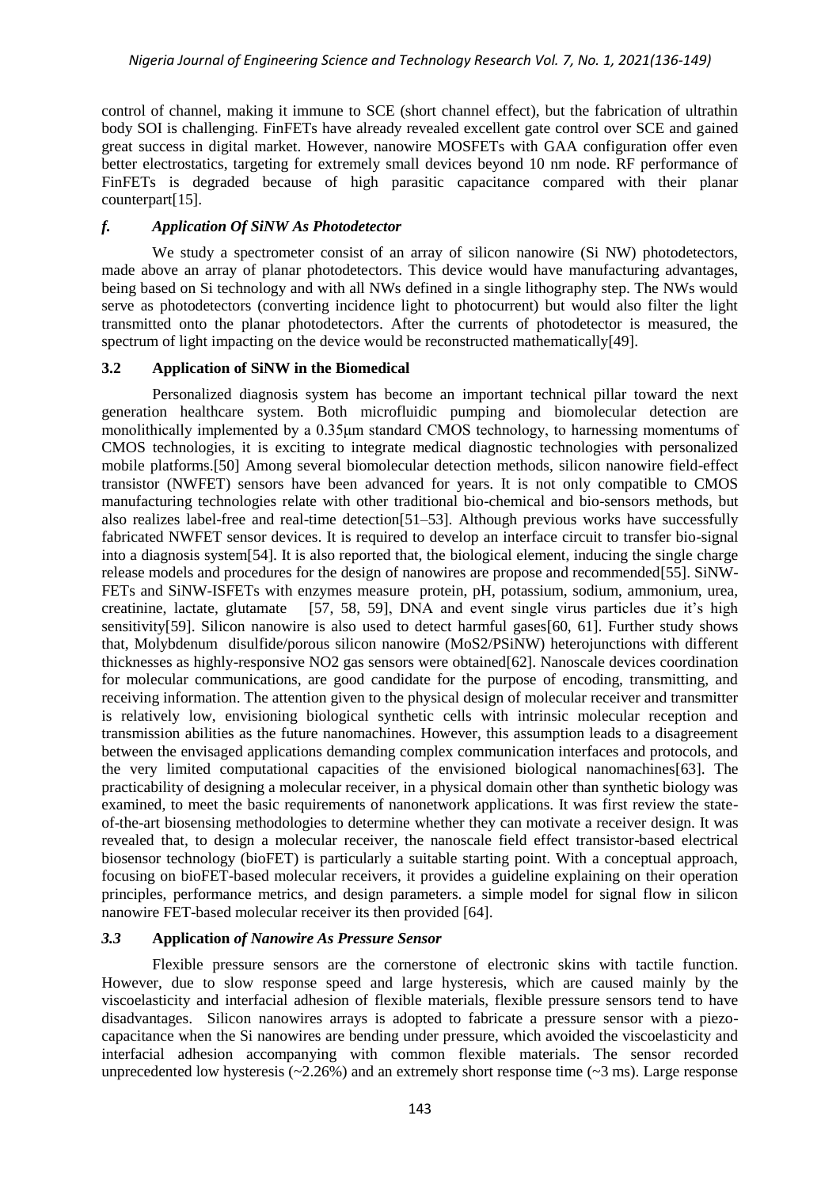control of channel, making it immune to SCE (short channel effect), but the fabrication of ultrathin body SOI is challenging. FinFETs have already revealed excellent gate control over SCE and gained great success in digital market. However, nanowire MOSFETs with GAA configuration offer even better electrostatics, targeting for extremely small devices beyond 10 nm node. RF performance of FinFETs is degraded because of high parasitic capacitance compared with their planar counterpart[15].

### *f. Application Of SiNW As Photodetector*

We study a spectrometer consist of an array of silicon nanowire (Si NW) photodetectors, made above an array of planar photodetectors. This device would have manufacturing advantages, being based on Si technology and with all NWs defined in a single lithography step. The NWs would serve as photodetectors (converting incidence light to photocurrent) but would also filter the light transmitted onto the planar photodetectors. After the currents of photodetector is measured, the spectrum of light impacting on the device would be reconstructed mathematically[49].

## 3.2 Application of SiNW in the Biomedical

Personalized diagnosis system has become an important technical pillar toward the next generation healthcare system. Both microfluidic pumping and biomolecular detection are monolithically implemented by a 0.35μm standard CMOS technology, to harnessing momentums of CMOS technologies, it is exciting to integrate medical diagnostic technologies with personalized mobile platforms.[50] Among several biomolecular detection methods, silicon nanowire field-effect transistor (NWFET) sensors have been advanced for years. It is not only compatible to CMOS manufacturing technologies relate with other traditional bio-chemical and bio-sensors methods, but also realizes label-free and real-time detection[51–53]. Although previous works have successfully fabricated NWFET sensor devices. It is required to develop an interface circuit to transfer bio-signal into a diagnosis system[54]. It is also reported that, the biological element, inducing the single charge release models and procedures for the design of nanowires are propose and recommended[55]. SiNW-FETs and SiNW-ISFETs with enzymes measure protein, pH, potassium, sodium, ammonium, urea, creatinine, lactate, glutamate [57, 58, 59], DNA and event single virus particles due it's high sensitivity[59]. Silicon nanowire is also used to detect harmful gases[60, 61]. Further study shows that, Molybdenum disulfide/porous silicon nanowire ($MoS_2$/PSiNW) heterojunctions with different thicknesses as highly-responsive $NO_2$ gas sensors were obtained[62]. Nanoscale devices coordination for molecular communications, are good candidate for the purpose of encoding, transmitting, and receiving information. The attention given to the physical design of molecular receiver and transmitter is relatively low, envisioning biological synthetic cells with intrinsic molecular reception and transmission abilities as the future nanomachines. However, this assumption leads to a disagreement between the envisaged applications demanding complex communication interfaces and protocols, and the very limited computational capacities of the envisioned biological nanomachines[63]. The practicability of designing a molecular receiver, in a physical domain other than synthetic biology was examined, to meet the basic requirements of nanonetwork applications. It was first review the state-of-the-art biosensing methodologies to determine whether they can motivate a receiver design. It was revealed that, to design a molecular receiver, the nanoscale field effect transistor-based electrical biosensor technology (bioFET) is particularly a suitable starting point. With a conceptual approach, focusing on bioFET-based molecular receivers, it provides a guideline explaining on their operation principles, performance metrics, and design parameters. a simple model for signal flow in silicon nanowire FET-based molecular receiver its then provided [64].

## *3.3* Application *of Nanowire As Pressure Sensor*

Flexible pressure sensors are the cornerstone of electronic skins with tactile function. However, due to slow response speed and large hysteresis, which are caused mainly by the viscoelasticity and interfacial adhesion of flexible materials, flexible pressure sensors tend to have disadvantages. Silicon nanowires arrays is adopted to fabricate a pressure sensor with a piezo-capacitance when the Si nanowires are bending under pressure, which avoided the viscoelasticity and interfacial adhesion accompanying with common flexible materials. The sensor recorded unprecedented low hysteresis (~2.26%) and an extremely short response time (~3 ms). Large response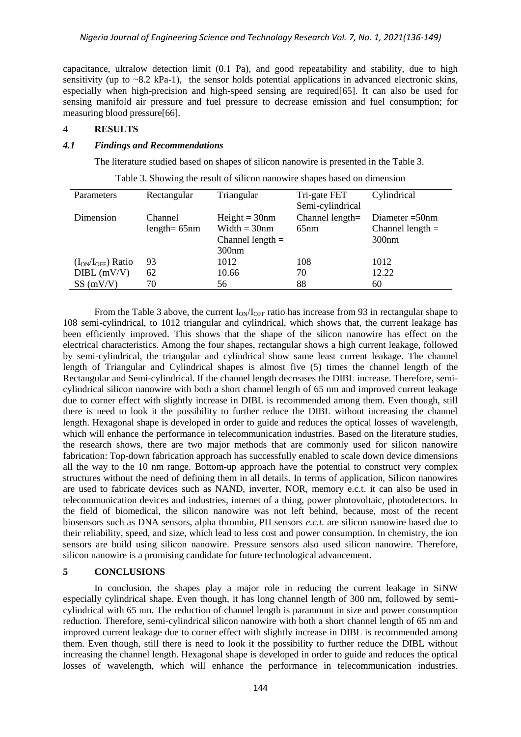capacitance, ultralow detection limit (0.1 Pa), and good repeatability and stability, due to high sensitivity (up to ~8.2 kPa-1), the sensor holds potential applications in advanced electronic skins, especially when high-precision and high-speed sensing are required[65]. It can also be used for sensing manifold air pressure and fuel pressure to decrease emission and fuel consumption; for measuring blood pressure[66].

## 4 RESULTS

### *4.1 Findings and Recommendations*

The literature studied based on shapes of silicon nanowire is presented in the Table 3.

Table 3. Showing the result of silicon nanowire shapes based on dimension

| Parameters | Rectangular | Triangular | Tri-gate FET Semi-cylindrical | Cylindrical |
|---|---|---|---|---|
| Dimension | Channel length= 65nm | Height = 30nm Width = 30nm Channel length = 300nm | Channel length= 65nm | Diameter =50nm Channel length = 300nm |
| ($I_{ON}/I_{OFF}$) Ratio | 93 | 1012 | 108 | 1012 |
| DIBL (mV/V) | 62 | 10.66 | 70 | 12.22 |
| SS (mV/V) | 70 | 56 | 88 | 60 |

From the Table 3 above, the current $I_{ON}/I_{OFF}$ ratio has increase from 93 in rectangular shape to 108 semi-cylindrical, to 1012 triangular and cylindrical, which shows that, the current leakage has been efficiently improved. This shows that the shape of the silicon nanowire has effect on the electrical characteristics. Among the four shapes, rectangular shows a high current leakage, followed by semi-cylindrical, the triangular and cylindrical show same least current leakage. The channel length of Triangular and Cylindrical shapes is almost five (5) times the channel length of the Rectangular and Semi-cylindrical. If the channel length decreases the DIBL increase. Therefore, semi-cylindrical silicon nanowire with both a short channel length of 65 nm and improved current leakage due to corner effect with slightly increase in DIBL is recommended among them. Even though, still there is need to look it the possibility to further reduce the DIBL without increasing the channel length. Hexagonal shape is developed in order to guide and reduces the optical losses of wavelength, which will enhance the performance in telecommunication industries. Based on the literature studies, the research shows, there are two major methods that are commonly used for silicon nanowire fabrication: Top-down fabrication approach has successfully enabled to scale down device dimensions all the way to the 10 nm range. Bottom-up approach have the potential to construct very complex structures without the need of defining them in all details. In terms of application, Silicon nanowires are used to fabricate devices such as NAND, inverter, NOR, memory e.c.t. it can also be used in telecommunication devices and industries, internet of a thing, power photovoltaic, photodetectors. In the field of biomedical, the silicon nanowire was not left behind, because, most of the recent biosensors such as DNA sensors, alpha thrombin, PH sensors *e.c.t.* are silicon nanowire based due to their reliability, speed, and size, which lead to less cost and power consumption. In chemistry, the ion sensors are build using silicon nanowire. Pressure sensors also used silicon nanowire. Therefore, silicon nanowire is a promising candidate for future technological advancement.

## 5 CONCLUSIONS

In conclusion, the shapes play a major role in reducing the current leakage in SiNW especially cylindrical shape. Even though, it has long channel length of 300 nm, followed by semi-cylindrical with 65 nm. The reduction of channel length is paramount in size and power consumption reduction. Therefore, semi-cylindrical silicon nanowire with both a short channel length of 65 nm and improved current leakage due to corner effect with slightly increase in DIBL is recommended among them. Even though, still there is need to look it the possibility to further reduce the DIBL without increasing the channel length. Hexagonal shape is developed in order to guide and reduces the optical losses of wavelength, which will enhance the performance in telecommunication industries.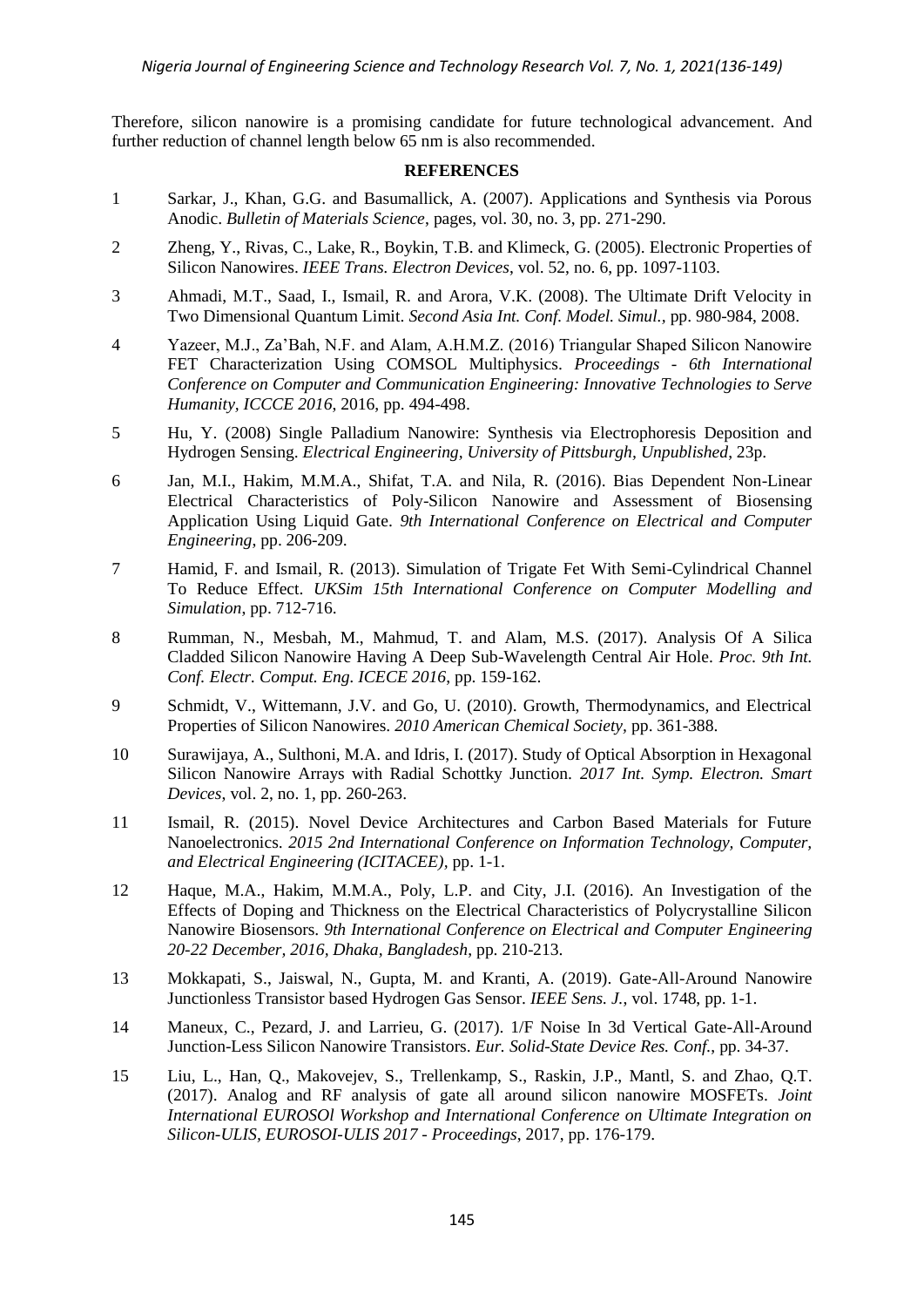Therefore, silicon nanowire is a promising candidate for future technological advancement. And further reduction of channel length below 65 nm is also recommended.

## REFERENCES

1. Sarkar, J., Khan, G.G. and Basumallick, A. (2007). Applications and Synthesis via Porous Anodic. *Bulletin of Materials Science*, pages, vol. 30, no. 3, pp. 271-290.
2. Zheng, Y., Rivas, C., Lake, R., Boykin, T.B. and Klimeck, G. (2005). Electronic Properties of Silicon Nanowires. *IEEE Trans. Electron Devices*, vol. 52, no. 6, pp. 1097-1103.
3. Ahmadi, M.T., Saad, I., Ismail, R. and Arora, V.K. (2008). The Ultimate Drift Velocity in Two Dimensional Quantum Limit. *Second Asia Int. Conf. Model. Simul.*, pp. 980-984, 2008.
4. Yazeer, M.J., Za'Bah, N.F. and Alam, A.H.M.Z. (2016) Triangular Shaped Silicon Nanowire FET Characterization Using COMSOL Multiphysics. *Proceedings - 6th International Conference on Computer and Communication Engineering: Innovative Technologies to Serve Humanity, ICCCE 2016*, 2016, pp. 494-498.
5. Hu, Y. (2008) Single Palladium Nanowire: Synthesis via Electrophoresis Deposition and Hydrogen Sensing. *Electrical Engineering, University of Pittsburgh, Unpublished*, 23p.
6. Jan, M.I., Hakim, M.M.A., Shifat, T.A. and Nila, R. (2016). Bias Dependent Non-Linear Electrical Characteristics of Poly-Silicon Nanowire and Assessment of Biosensing Application Using Liquid Gate. *9th International Conference on Electrical and Computer Engineering*, pp. 206-209.
7. Hamid, F. and Ismail, R. (2013). Simulation of Trigate Fet With Semi-Cylindrical Channel To Reduce Effect. *UKSim 15th International Conference on Computer Modelling and Simulation*, pp. 712-716.
8. Rumman, N., Mesbah, M., Mahmud, T. and Alam, M.S. (2017). Analysis Of A Silica Cladded Silicon Nanowire Having A Deep Sub-Wavelength Central Air Hole. *Proc. 9th Int. Conf. Electr. Comput. Eng. ICECE 2016*, pp. 159-162.
9. Schmidt, V., Wittemann, J.V. and Go, U. (2010). Growth, Thermodynamics, and Electrical Properties of Silicon Nanowires. *2010 American Chemical Society*, pp. 361-388.
10. Surawijaya, A., Sulthoni, M.A. and Idris, I. (2017). Study of Optical Absorption in Hexagonal Silicon Nanowire Arrays with Radial Schottky Junction. *2017 Int. Symp. Electron. Smart Devices*, vol. 2, no. 1, pp. 260-263.
11. Ismail, R. (2015). Novel Device Architectures and Carbon Based Materials for Future Nanoelectronics. *2015 2nd International Conference on Information Technology, Computer, and Electrical Engineering (ICITACEE)*, pp. 1-1.
12. Haque, M.A., Hakim, M.M.A., Poly, L.P. and City, J.I. (2016). An Investigation of the Effects of Doping and Thickness on the Electrical Characteristics of Polycrystalline Silicon Nanowire Biosensors. *9th International Conference on Electrical and Computer Engineering 20-22 December, 2016, Dhaka, Bangladesh*, pp. 210-213.
13. Mokkapati, S., Jaiswal, N., Gupta, M. and Kranti, A. (2019). Gate-All-Around Nanowire Junctionless Transistor based Hydrogen Gas Sensor. *IEEE Sens. J.*, vol. 1748, pp. 1-1.
14. Maneux, C., Pezard, J. and Larrieu, G. (2017). 1/F Noise In 3d Vertical Gate-All-Around Junction-Less Silicon Nanowire Transistors. *Eur. Solid-State Device Res. Conf.*, pp. 34-37.
15. Liu, L., Han, Q., Makovejev, S., Trellenkamp, S., Raskin, J.P., Mantl, S. and Zhao, Q.T. (2017). Analog and RF analysis of gate all around silicon nanowire MOSFETs. *Joint International EUROSOl Workshop and International Conference on Ultimate Integration on Silicon-ULIS, EUROSOI-ULIS 2017 - Proceedings*, 2017, pp. 176-179.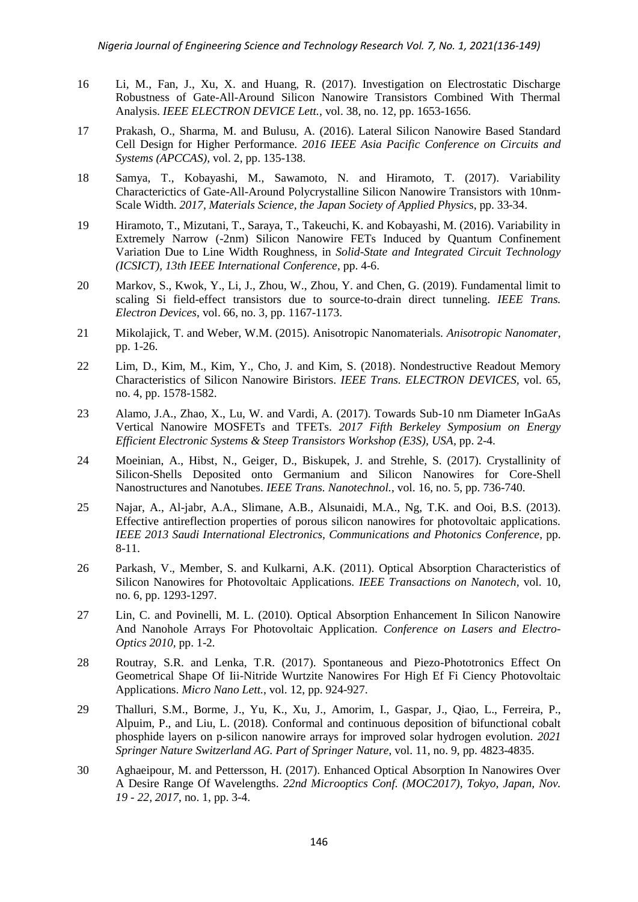16 Li, M., Fan, J., Xu, X. and Huang, R. (2017). Investigation on Electrostatic Discharge Robustness of Gate-All-Around Silicon Nanowire Transistors Combined With Thermal Analysis. *IEEE ELECTRON DEVICE Lett.*, vol. 38, no. 12, pp. 1653-1656.

17 Prakash, O., Sharma, M. and Bulusu, A. (2016). Lateral Silicon Nanowire Based Standard Cell Design for Higher Performance. *2016 IEEE Asia Pacific Conference on Circuits and Systems (APCCAS),* vol. 2, pp. 135-138.

18 Samya, T., Kobayashi, M., Sawamoto, N. and Hiramoto, T. (2017). Variability Characterictics of Gate-All-Around Polycrystalline Silicon Nanowire Transistors with 10nm-Scale Width. *2017, Materials Science, the Japan Society of Applied Physics*, pp. 33-34.

19 Hiramoto, T., Mizutani, T., Saraya, T., Takeuchi, K. and Kobayashi, M. (2016). Variability in Extremely Narrow (-2nm) Silicon Nanowire FETs Induced by Quantum Confinement Variation Due to Line Width Roughness, in *Solid-State and Integrated Circuit Technology (ICSICT), 13th IEEE International Conference*, pp. 4-6.

20 Markov, S., Kwok, Y., Li, J., Zhou, W., Zhou, Y. and Chen, G. (2019). Fundamental limit to scaling Si field-effect transistors due to source-to-drain direct tunneling. *IEEE Trans. Electron Devices*, vol. 66, no. 3, pp. 1167-1173.

21 Mikolajick, T. and Weber, W.M. (2015). Anisotropic Nanomaterials. *Anisotropic Nanomater*, pp. 1-26.

22 Lim, D., Kim, M., Kim, Y., Cho, J. and Kim, S. (2018). Nondestructive Readout Memory Characteristics of Silicon Nanowire Biristors. *IEEE Trans. ELECTRON DEVICES,* vol. 65, no. 4, pp. 1578-1582.

23 Alamo, J.A., Zhao, X., Lu, W. and Vardi, A. (2017). Towards Sub-10 nm Diameter InGaAs Vertical Nanowire MOSFETs and TFETs. *2017 Fifth Berkeley Symposium on Energy Efficient Electronic Systems & Steep Transistors Workshop (E3S), USA,* pp. 2-4.

24 Moeinian, A., Hibst, N., Geiger, D., Biskupek, J. and Strehle, S. (2017). Crystallinity of Silicon-Shells Deposited onto Germanium and Silicon Nanowires for Core-Shell Nanostructures and Nanotubes. *IEEE Trans. Nanotechnol.*, vol. 16, no. 5, pp. 736-740.

25 Najar, A., Al-jabr, A.A., Slimane, A.B., Alsunaidi, M.A., Ng, T.K. and Ooi, B.S. (2013). Effective antireflection properties of porous silicon nanowires for photovoltaic applications. *IEEE 2013 Saudi International Electronics, Communications and Photonics Conference*, pp. 8-11.

26 Parkash, V., Member, S. and Kulkarni, A.K. (2011). Optical Absorption Characteristics of Silicon Nanowires for Photovoltaic Applications. *IEEE Transactions on Nanotech,* vol. 10, no. 6, pp. 1293-1297.

27 Lin, C. and Povinelli, M. L. (2010). Optical Absorption Enhancement In Silicon Nanowire And Nanohole Arrays For Photovoltaic Application. *Conference on Lasers and Electro-Optics 2010*, pp. 1-2.

28 Routray, S.R. and Lenka, T.R. (2017). Spontaneous and Piezo-Phototronics Effect On Geometrical Shape Of Iii-Nitride Wurtzite Nanowires For High Ef Fi Ciency Photovoltaic Applications. *Micro Nano Lett.*, vol. 12, pp. 924-927.

29 Thalluri, S.M., Borme, J., Yu, K., Xu, J., Amorim, I., Gaspar, J., Qiao, L., Ferreira, P., Alpuim, P., and Liu, L. (2018). Conformal and continuous deposition of bifunctional cobalt phosphide layers on p-silicon nanowire arrays for improved solar hydrogen evolution. *2021 Springer Nature Switzerland AG. Part of Springer Nature*, vol. 11, no. 9, pp. 4823-4835.

30 Aghaeipour, M. and Pettersson, H. (2017). Enhanced Optical Absorption In Nanowires Over A Desire Range Of Wavelengths. *22nd Microoptics Conf. (MOC2017), Tokyo, Japan, Nov. 19 - 22, 2017*, no. 1, pp. 3-4.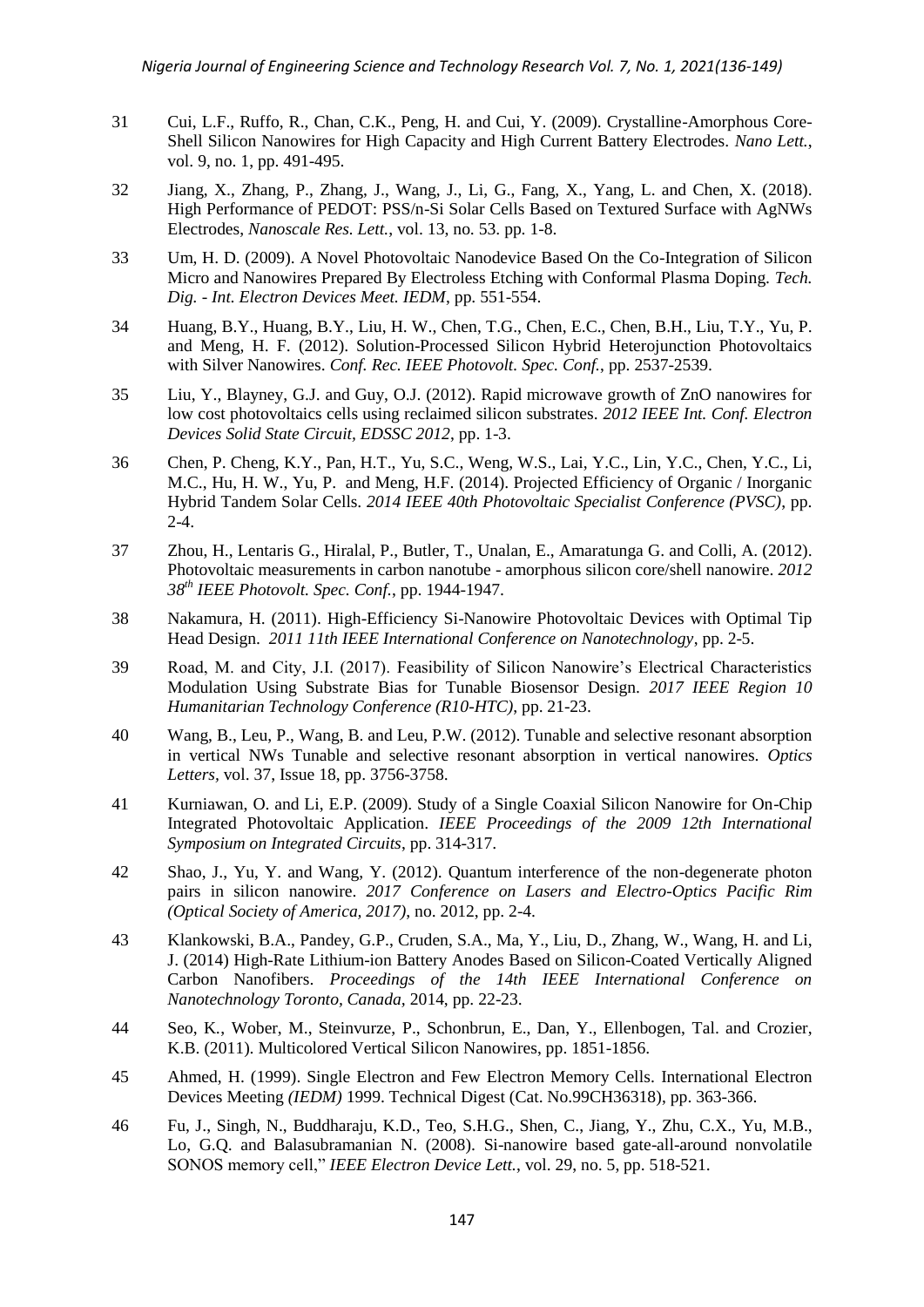31 Cui, L.F., Ruffo, R., Chan, C.K., Peng, H. and Cui, Y. (2009). Crystalline-Amorphous Core-Shell Silicon Nanowires for High Capacity and High Current Battery Electrodes. *Nano Lett.*, vol. 9, no. 1, pp. 491-495.

32 Jiang, X., Zhang, P., Zhang, J., Wang, J., Li, G., Fang, X., Yang, L. and Chen, X. (2018). High Performance of PEDOT: PSS/n-Si Solar Cells Based on Textured Surface with AgNWs Electrodes, *Nanoscale Res. Lett.*, vol. 13, no. 53. pp. 1-8.

33 Um, H. D. (2009). A Novel Photovoltaic Nanodevice Based On the Co-Integration of Silicon Micro and Nanowires Prepared By Electroless Etching with Conformal Plasma Doping. *Tech. Dig. - Int. Electron Devices Meet. IEDM*, pp. 551-554.

34 Huang, B.Y., Huang, B.Y., Liu, H. W., Chen, T.G., Chen, E.C., Chen, B.H., Liu, T.Y., Yu, P. and Meng, H. F. (2012). Solution-Processed Silicon Hybrid Heterojunction Photovoltaics with Silver Nanowires. *Conf. Rec. IEEE Photovolt. Spec. Conf.*, pp. 2537-2539.

35 Liu, Y., Blayney, G.J. and Guy, O.J. (2012). Rapid microwave growth of ZnO nanowires for low cost photovoltaics cells using reclaimed silicon substrates. *2012 IEEE Int. Conf. Electron Devices Solid State Circuit, EDSSC 2012*, pp. 1-3.

36 Chen, P. Cheng, K.Y., Pan, H.T., Yu, S.C., Weng, W.S., Lai, Y.C., Lin, Y.C., Chen, Y.C., Li, M.C., Hu, H. W., Yu, P. and Meng, H.F. (2014). Projected Efficiency of Organic / Inorganic Hybrid Tandem Solar Cells. *2014 IEEE 40th Photovoltaic Specialist Conference (PVSC)*, pp. 2-4.

37 Zhou, H., Lentaris G., Hiralal, P., Butler, T., Unalan, E., Amaratunga G. and Colli, A. (2012). Photovoltaic measurements in carbon nanotube - amorphous silicon core/shell nanowire. *2012 38th IEEE Photovolt. Spec. Conf.*, pp. 1944-1947.

38 Nakamura, H. (2011). High-Efficiency Si-Nanowire Photovoltaic Devices with Optimal Tip Head Design. *2011 11th IEEE International Conference on Nanotechnology*, pp. 2-5.

39 Road, M. and City, J.I. (2017). Feasibility of Silicon Nanowire's Electrical Characteristics Modulation Using Substrate Bias for Tunable Biosensor Design. *2017 IEEE Region 10 Humanitarian Technology Conference (R10-HTC)*, pp. 21-23.

40 Wang, B., Leu, P., Wang, B. and Leu, P.W. (2012). Tunable and selective resonant absorption in vertical NWs Tunable and selective resonant absorption in vertical nanowires. *Optics Letters*, vol. 37, Issue 18, pp. 3756-3758.

41 Kurniawan, O. and Li, E.P. (2009). Study of a Single Coaxial Silicon Nanowire for On-Chip Integrated Photovoltaic Application. *IEEE Proceedings of the 2009 12th International Symposium on Integrated Circuits*, pp. 314-317.

42 Shao, J., Yu, Y. and Wang, Y. (2012). Quantum interference of the non-degenerate photon pairs in silicon nanowire. *2017 Conference on Lasers and Electro-Optics Pacific Rim (Optical Society of America, 2017)*, no. 2012, pp. 2-4.

43 Klankowski, B.A., Pandey, G.P., Cruden, S.A., Ma, Y., Liu, D., Zhang, W., Wang, H. and Li, J. (2014) High-Rate Lithium-ion Battery Anodes Based on Silicon-Coated Vertically Aligned Carbon Nanofibers. *Proceedings of the 14th IEEE International Conference on Nanotechnology Toronto, Canada*, 2014, pp. 22-23.

44 Seo, K., Wober, M., Steinvurze, P., Schonbrun, E., Dan, Y., Ellenbogen, Tal. and Crozier, K.B. (2011). Multicolored Vertical Silicon Nanowires, pp. 1851-1856.

45 Ahmed, H. (1999). Single Electron and Few Electron Memory Cells. International Electron Devices Meeting *(IEDM)* 1999. Technical Digest (Cat. No.99CH36318), pp. 363-366.

46 Fu, J., Singh, N., Buddharaju, K.D., Teo, S.H.G., Shen, C., Jiang, Y., Zhu, C.X., Yu, M.B., Lo, G.Q. and Balasubramanian N. (2008). Si-nanowire based gate-all-around nonvolatile SONOS memory cell," *IEEE Electron Device Lett.*, vol. 29, no. 5, pp. 518-521.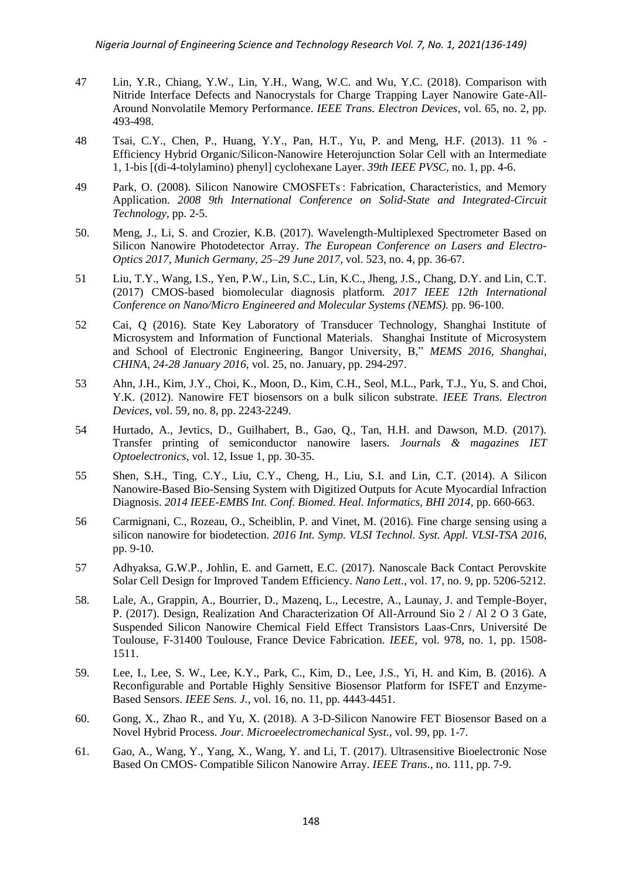47 Lin, Y.R., Chiang, Y.W., Lin, Y.H., Wang, W.C. and Wu, Y.C. (2018). Comparison with Nitride Interface Defects and Nanocrystals for Charge Trapping Layer Nanowire Gate-All-Around Nonvolatile Memory Performance. *IEEE Trans. Electron Devices*, vol. 65, no. 2, pp. 493-498.

48 Tsai, C.Y., Chen, P., Huang, Y.Y., Pan, H.T., Yu, P. and Meng, H.F. (2013). 11 % - Efficiency Hybrid Organic/Silicon-Nanowire Heterojunction Solar Cell with an Intermediate 1, 1-bis [(di-4-tolylamino) phenyl] cyclohexane Layer. *39th IEEE PVSC*, no. 1, pp. 4-6.

49 Park, O. (2008). Silicon Nanowire CMOSFETs : Fabrication, Characteristics, and Memory Application. *2008 9th International Conference on Solid-State and Integrated-Circuit Technology*, pp. 2-5.

50. Meng, J., Li, S. and Crozier, K.B. (2017). Wavelength-Multiplexed Spectrometer Based on Silicon Nanowire Photodetector Array. *The European Conference on Lasers and Electro-Optics 2017, Munich Germany, 25–29 June 2017*, vol. 523, no. 4, pp. 36-67.

51 Liu, T.Y., Wang, I.S., Yen, P.W., Lin, S.C., Lin, K.C., Jheng, J.S., Chang, D.Y. and Lin, C.T. (2017) CMOS-based biomolecular diagnosis platform. *2017 IEEE 12th International Conference on Nano/Micro Engineered and Molecular Systems (NEMS).* pp. 96-100.

52 Cai, Q (2016). State Key Laboratory of Transducer Technology, Shanghai Institute of Microsystem and Information of Functional Materials. Shanghai Institute of Microsystem and School of Electronic Engineering, Bangor University, B," *MEMS 2016, Shanghai, CHINA, 24-28 January 2016*, vol. 25, no. January, pp. 294-297.

53 Ahn, J.H., Kim, J.Y., Choi, K., Moon, D., Kim, C.H., Seol, M.L., Park, T.J., Yu, S. and Choi, Y.K. (2012). Nanowire FET biosensors on a bulk silicon substrate. *IEEE Trans. Electron Devices*, vol. 59, no. 8, pp. 2243-2249.

54 Hurtado, A., Jevtics, D., Guilhabert, B., Gao, Q., Tan, H.H. and Dawson, M.D. (2017). Transfer printing of semiconductor nanowire lasers. *Journals & magazines IET Optoelectronics*, vol. 12, Issue 1, pp. 30-35.

55 Shen, S.H., Ting, C.Y., Liu, C.Y., Cheng, H., Liu, S.I. and Lin, C.T. (2014). A Silicon Nanowire-Based Bio-Sensing System with Digitized Outputs for Acute Myocardial Infraction Diagnosis. *2014 IEEE-EMBS Int. Conf. Biomed. Heal. Informatics, BHI 2014*, pp. 660-663.

56 Carmignani, C., Rozeau, O., Scheiblin, P. and Vinet, M. (2016). Fine charge sensing using a silicon nanowire for biodetection. *2016 Int. Symp. VLSI Technol. Syst. Appl. VLSI-TSA 2016*, pp. 9-10.

57 Adhyaksa, G.W.P., Johlin, E. and Garnett, E.C. (2017). Nanoscale Back Contact Perovskite Solar Cell Design for Improved Tandem Efficiency. *Nano Lett.*, vol. 17, no. 9, pp. 5206-5212.

58. Lale, A., Grappin, A., Bourrier, D., Mazenq, L., Lecestre, A., Launay, J. and Temple-Boyer, P. (2017). Design, Realization And Characterization Of All-Arround Sio 2 / Al 2 O 3 Gate, Suspended Silicon Nanowire Chemical Field Effect Transistors Laas-Cnrs, Université De Toulouse, F-31400 Toulouse, France Device Fabrication. *IEEE*, vol. 978, no. 1, pp. 1508-1511.

59. Lee, I., Lee, S. W., Lee, K.Y., Park, C., Kim, D., Lee, J.S., Yi, H. and Kim, B. (2016). A Reconfigurable and Portable Highly Sensitive Biosensor Platform for ISFET and Enzyme-Based Sensors. *IEEE Sens. J.*, vol. 16, no. 11, pp. 4443-4451.

60. Gong, X., Zhao R., and Yu, X. (2018). A 3-D-Silicon Nanowire FET Biosensor Based on a Novel Hybrid Process. *Jour. Microeelectromechanical Syst.*, vol. 99, pp. 1-7.

61. Gao, A., Wang, Y., Yang, X., Wang, Y. and Li, T. (2017). Ultrasensitive Bioelectronic Nose Based On CMOS- Compatible Silicon Nanowire Array. *IEEE Trans*., no. 111, pp. 7-9.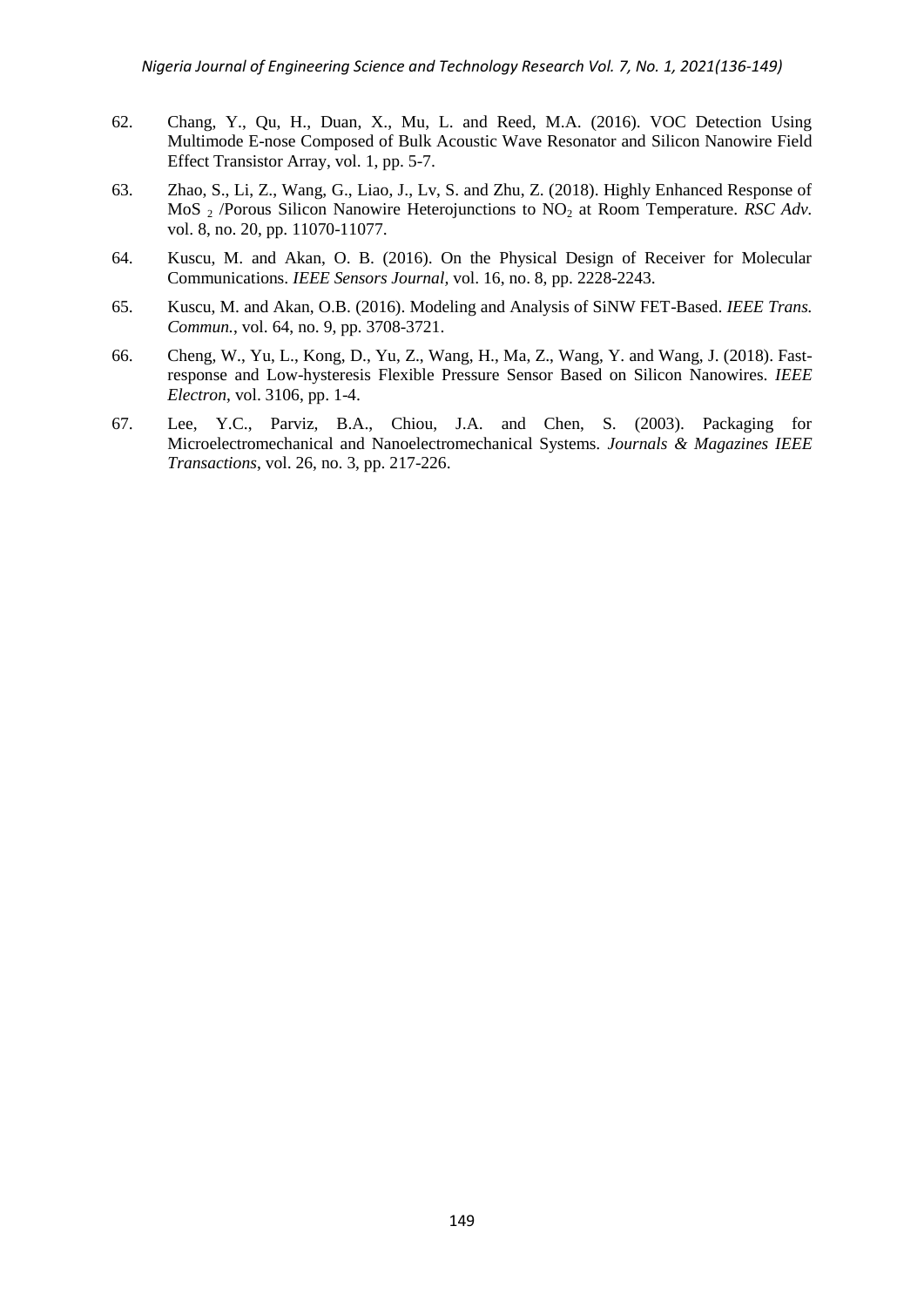62. Chang, Y., Qu, H., Duan, X., Mu, L. and Reed, M.A. (2016). VOC Detection Using Multimode E-nose Composed of Bulk Acoustic Wave Resonator and Silicon Nanowire Field Effect Transistor Array, vol. 1, pp. 5-7.

63. Zhao, S., Li, Z., Wang, G., Liao, J., Lv, S. and Zhu, Z. (2018). Highly Enhanced Response of $MoS_2$ /Porous Silicon Nanowire Heterojunctions to $NO_2$ at Room Temperature. *RSC Adv.* vol. 8, no. 20, pp. 11070-11077.

64. Kuscu, M. and Akan, O. B. (2016). On the Physical Design of Receiver for Molecular Communications. *IEEE Sensors Journal*, vol. 16, no. 8, pp. 2228-2243.

65. Kuscu, M. and Akan, O.B. (2016). Modeling and Analysis of SiNW FET-Based. *IEEE Trans. Commun.*, vol. 64, no. 9, pp. 3708-3721.

66. Cheng, W., Yu, L., Kong, D., Yu, Z., Wang, H., Ma, Z., Wang, Y. and Wang, J. (2018). Fast-response and Low-hysteresis Flexible Pressure Sensor Based on Silicon Nanowires. *IEEE Electron*, vol. 3106, pp. 1-4.

67. Lee, Y.C., Parviz, B.A., Chiou, J.A. and Chen, S. (2003). Packaging for Microelectromechanical and Nanoelectromechanical Systems. *Journals & Magazines IEEE Transactions*, vol. 26, no. 3, pp. 217-226.